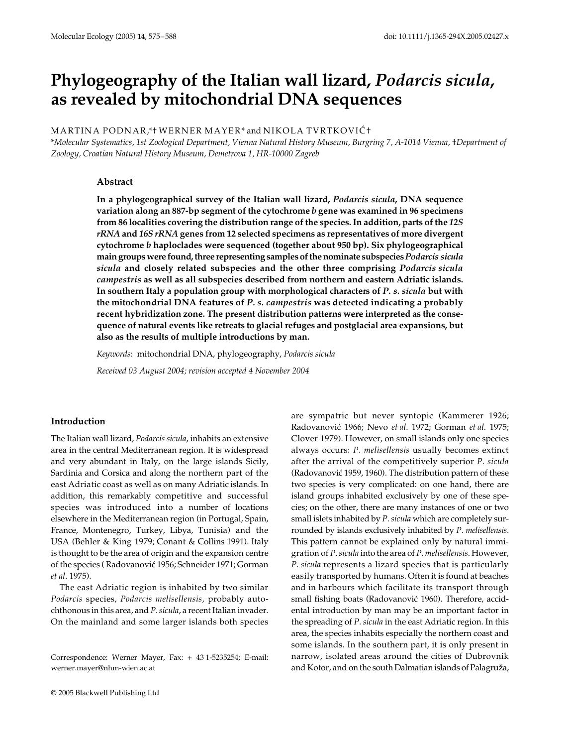# Phylogeography of the Italian wall lizard, *Podarcis sicula*, as revealed by mitochondrial DNA sequences

MARTINA PODNAR,*† WERNER MAYER* and NIKOLA TVRTKOVIĆ†

*Molecular Systematics, 1st Zoological Department, Vienna Natural History Museum, Burgring 7, A-1014 Vienna, †Department of Zoology, Croatian Natural History Museum, Demetrova 1, HR-10000 Zagreb*

### Abstract

**In a phylogeographical survey of the Italian wall lizard, *Podarcis sicula*, DNA sequence variation along an 887-bp segment of the cytochrome *b* gene was examined in 96 specimens from 86 localities covering the distribution range of the species. In addition, parts of the *12S rRNA* and *16S rRNA* genes from 12 selected specimens as representatives of more divergent cytochrome *b* haploclades were sequenced (together about 950 bp). Six phylogeographical main groups were found, three representing samples of the nominate subspecies *Podarcis sicula sicula* and closely related subspecies and the other three comprising *Podarcis sicula campestris* as well as all subspecies described from northern and eastern Adriatic islands. In southern Italy a population group with morphological characters of *P. s. sicula* but with the mitochondrial DNA features of *P. s. campestris* was detected indicating a probably recent hybridization zone. The present distribution patterns were interpreted as the consequence of natural events like retreats to glacial refuges and postglacial area expansions, but also as the results of multiple introductions by man.**

*Keywords*: mitochondrial DNA, phylogeography, *Podarcis sicula*

*Received 03 August 2004; revision accepted 4 November 2004*

## Introduction

The Italian wall lizard, *Podarcis sicula*, inhabits an extensive area in the central Mediterranean region. It is widespread and very abundant in Italy, on the large islands Sicily, Sardinia and Corsica and along the northern part of the east Adriatic coast as well as on many Adriatic islands. In addition, this remarkably competitive and successful species was introduced into a number of locations elsewhere in the Mediterranean region (in Portugal, Spain, France, Montenegro, Turkey, Libya, Tunisia) and the USA (Behler & King 1979; Conant & Collins 1991). Italy is thought to be the area of origin and the expansion centre of the species ( Radovanović 1956; Schneider 1971; Gorman *et al*. 1975).

The east Adriatic region is inhabited by two similar *Podarcis* species, *Podarcis melisellensis*, probably autochthonous in this area, and *P. sicula*, a recent Italian invader. On the mainland and some larger islands both species are sympatric but never syntopic (Kammerer 1926; Radovanović 1966; Nevo *et al*. 1972; Gorman *et al*. 1975; Clover 1979). However, on small islands only one species always occurs: *P. melisellensis* usually becomes extinct after the arrival of the competitively superior *P. sicula* (Radovanović 1959, 1960). The distribution pattern of these two species is very complicated: on one hand, there are island groups inhabited exclusively by one of these species; on the other, there are many instances of one or two small islets inhabited by *P. sicula* which are completely surrounded by islands exclusively inhabited by *P. melisellensis*. This pattern cannot be explained only by natural immigration of *P. sicula* into the area of *P. melisellensis*. However, *P. sicula* represents a lizard species that is particularly easily transported by humans. Often it is found at beaches and in harbours which facilitate its transport through small fishing boats (Radovanović 1960). Therefore, accidental introduction by man may be an important factor in the spreading of *P. sicula* in the east Adriatic region. In this area, the species inhabits especially the northern coast and some islands. In the southern part, it is only present in narrow, isolated areas around the cities of Dubrovnik and Kotor, and on the south Dalmatian islands of Palagruža,

Correspondence: Werner Mayer, Fax: + 43 1-5235254; E-mail: werner.mayer@nhm-wien.ac.at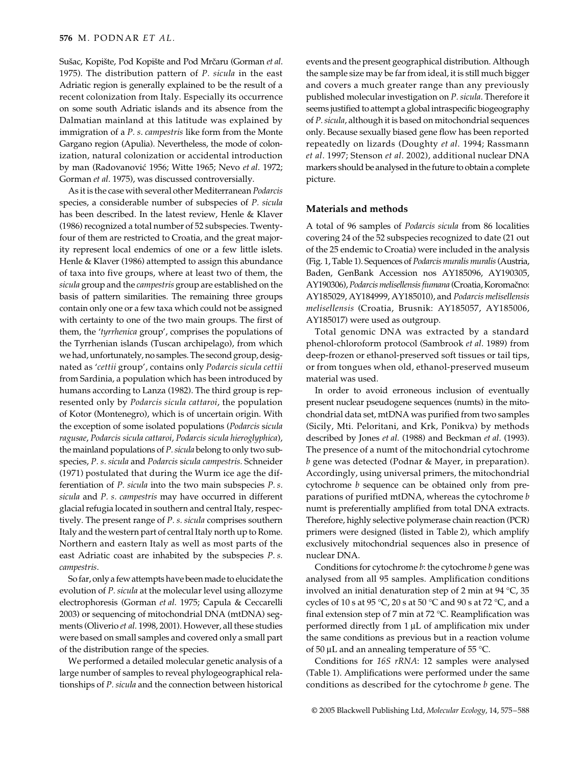Sušac, Kopište, Pod Kopište and Pod Mrčaru (Gorman *et al*. 1975). The distribution pattern of *P. sicula* in the east Adriatic region is generally explained to be the result of a recent colonization from Italy. Especially its occurrence on some south Adriatic islands and its absence from the Dalmatian mainland at this latitude was explained by immigration of a *P. s. campestris* like form from the Monte Gargano region (Apulia). Nevertheless, the mode of colonization, natural colonization or accidental introduction by man (Radovanović 1956; Witte 1965; Nevo *et al*. 1972; Gorman *et al*. 1975), was discussed controversially.

As it is the case with several other Mediterranean *Podarcis* species, a considerable number of subspecies of *P. sicula* has been described. In the latest review, Henle & Klaver (1986) recognized a total number of 52 subspecies. Twenty-four of them are restricted to Croatia, and the great majority represent local endemics of one or a few little islets. Henle & Klaver (1986) attempted to assign this abundance of taxa into five groups, where at least two of them, the *sicula* group and the *campestris* group are established on the basis of pattern similarities. The remaining three groups contain only one or a few taxa which could not be assigned with certainty to one of the two main groups. The first of them, the '*tyrrhenica* group', comprises the populations of the Tyrrhenian islands (Tuscan archipelago), from which we had, unfortunately, no samples. The second group, designated as '*cettii* group', contains only *Podarcis sicula cettii* from Sardinia, a population which has been introduced by humans according to Lanza (1982). The third group is represented only by *Podarcis sicula cattaroi*, the population of Kotor (Montenegro), which is of uncertain origin. With the exception of some isolated populations (*Podarcis sicula ragusae*, *Podarcis sicula cattaroi*, *Podarcis sicula hieroglyphica*), the mainland populations of *P. sicula* belong to only two subspecies, *P. s. sicula* and *Podarcis sicula campestris*. Schneider (1971) postulated that during the Wurm ice age the differentiation of *P. sicula* into the two main subspecies *P. s. sicula* and *P. s. campestris* may have occurred in different glacial refugia located in southern and central Italy, respectively. The present range of *P. s. sicula* comprises southern Italy and the western part of central Italy north up to Rome. Northern and eastern Italy as well as most parts of the east Adriatic coast are inhabited by the subspecies *P. s. campestris*.

So far, only a few attempts have been made to elucidate the evolution of *P. sicula* at the molecular level using allozyme electrophoresis (Gorman *et al*. 1975; Capula & Ceccarelli 2003) or sequencing of mitochondrial DNA (mtDNA) segments (Oliverio *et al*. 1998, 2001). However, all these studies were based on small samples and covered only a small part of the distribution range of the species.

We performed a detailed molecular genetic analysis of a large number of samples to reveal phylogeographical relationships of *P. sicula* and the connection between historical events and the present geographical distribution. Although the sample size may be far from ideal, it is still much bigger and covers a much greater range than any previously published molecular investigation on *P. sicula*. Therefore it seems justified to attempt a global intraspecific biogeography of *P. sicula*, although it is based on mitochondrial sequences only. Because sexually biased gene flow has been reported repeatedly on lizards (Doughty *et al*. 1994; Rassmann *et al*. 1997; Stenson *et al*. 2002), additional nuclear DNA markers should be analysed in the future to obtain a complete picture.

## Materials and methods

A total of 96 samples of *Podarcis sicula* from 86 localities covering 24 of the 52 subspecies recognized to date (21 out of the 25 endemic to Croatia) were included in the analysis (Fig. 1, Table 1). Sequences of *Podarcis muralis muralis* (Austria, Baden, GenBank Accession nos AY185096, AY190305, AY190306), *Podarcis melisellensis fiumana* (Croatia, Koromačno: AY185029, AY184999, AY185010), and *Podarcis melisellensis melisellensis* (Croatia, Brusnik: AY185057, AY185006, AY185017) were used as outgroup.

Total genomic DNA was extracted by a standard phenol-chloroform protocol (Sambrook *et al*. 1989) from deep-frozen or ethanol-preserved soft tissues or tail tips, or from tongues when old, ethanol-preserved museum material was used.

In order to avoid erroneous inclusion of eventually present nuclear pseudogene sequences (numts) in the mitochondrial data set, mtDNA was purified from two samples (Sicily, Mti. Peloritani, and Krk, Ponikva) by methods described by Jones *et al*. (1988) and Beckman *et al*. (1993). The presence of a numt of the mitochondrial cytochrome *b* gene was detected (Podnar & Mayer, in preparation). Accordingly, using universal primers, the mitochondrial cytochrome *b* sequence can be obtained only from preparations of purified mtDNA, whereas the cytochrome *b* numt is preferentially amplified from total DNA extracts. Therefore, highly selective polymerase chain reaction (PCR) primers were designed (listed in Table 2), which amplify exclusively mitochondrial sequences also in presence of nuclear DNA.

Conditions for cytochrome *b*: the cytochrome *b* gene was analysed from all 95 samples. Amplification conditions involved an initial denaturation step of 2 min at 94 °C, 35 cycles of 10 s at 95 °C, 20 s at 50 °C and 90 s at 72 °C, and a final extension step of 7 min at 72 °C. Reamplification was performed directly from 1 μL of amplification mix under the same conditions as previous but in a reaction volume of 50 μL and an annealing temperature of 55 °C.

Conditions for *16S rRNA*: 12 samples were analysed (Table 1). Amplifications were performed under the same conditions as described for the cytochrome *b* gene. The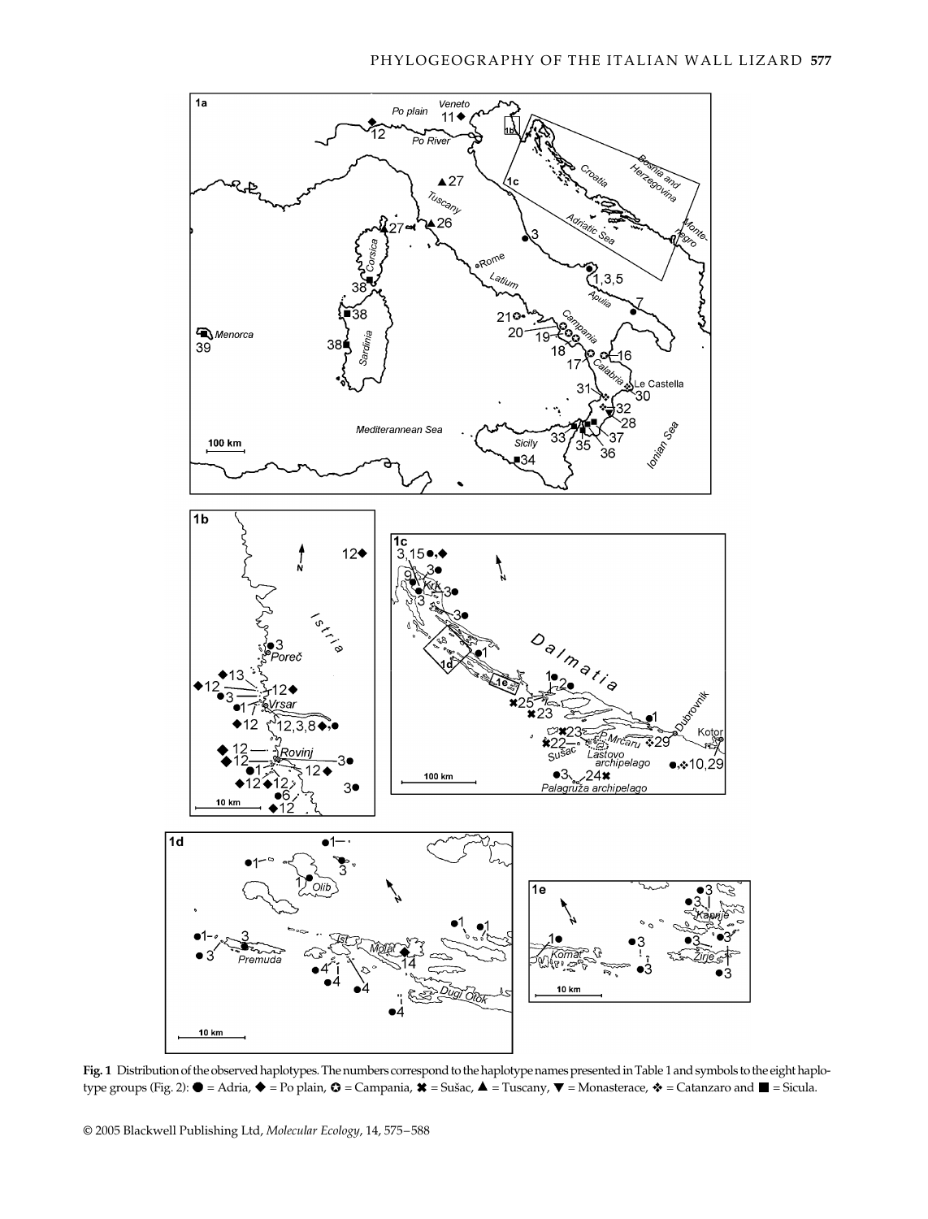**Fig. 1** Distribution of the observed haplotypes. The numbers correspond to the haplotype names presented in Table 1 and symbols to the eight haplotype groups (Fig. 2): ● = Adria, ◆ = Po plain, ✪ = Campania, ✖ = Sušac, ▲ = Tuscany, ▼ = Monasterace, ❖ = Catanzaro and ■ = Sicula.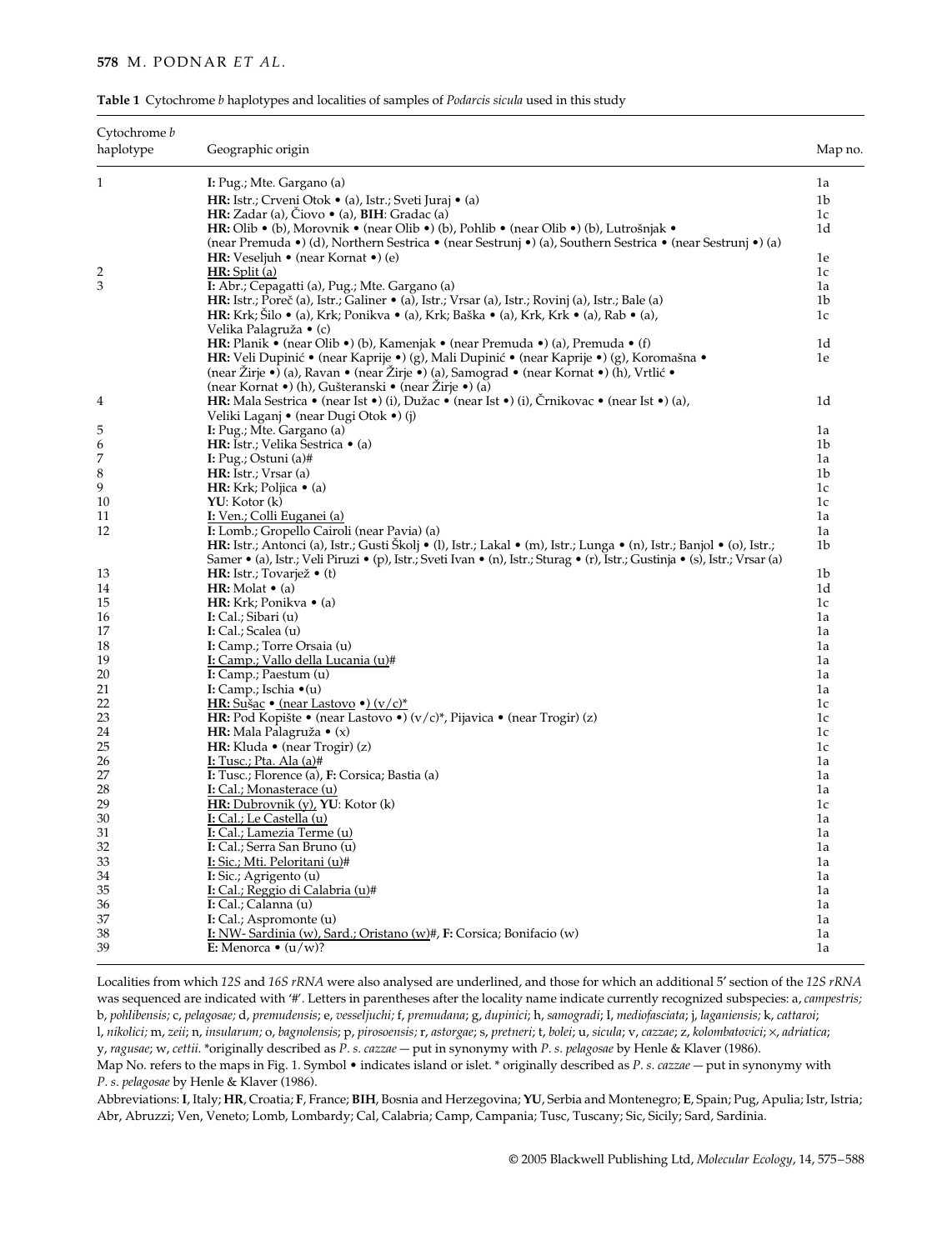**Table 1** Cytochrome *b* haplotypes and localities of samples of *Podarcis sicula* used in this study

| Cytochrome *b* haplotype | Geographic origin | Map no. |
|---|---|---|
| 1 | **I:** Pug.; Mte. Gargano (a) | 1a |
| | **HR:** Istr.; Crveni Otok • (a), Istr.; Sveti Juraj • (a) | 1b |
| | **HR:** Zadar (a), Čiovo • (a), **BIH**: Gradac (a) | 1c |
| | **HR:** Olib • (b), Morovnik • (near Olib •) (b), Pohlib • (near Olib •) (b), Lutrošnjak • (near Premuda •) (d), Northern Sestrica • (near Sestrunj •) (a), Southern Sestrica • (near Sestrunj •) (a) | 1d |
| | **HR:** Veseljuh • (near Kornat •) (e) | 1e |
| 2 | <u>**HR:** Split (a)</u> | 1c |
| 3 | **I:** Abr.; Cepagatti (a), Pug.; Mte. Gargano (a) | 1a |
| | **HR:** Istr.; Poreč (a), Istr.; Galiner • (a), Istr.; Vrsar (a), Istr.; Rovinj (a), Istr.; Bale (a) | 1b |
| | **HR:** Krk; Šilo • (a), Krk; Ponikva • (a), Krk; Baška • (a), Krk, Krk • (a), Rab • (a), Velika Palagruža • (c) | 1c |
| | **HR:** Planik • (near Olib •) (b), Kamenjak • (near Premuda •) (a), Premuda • (f) | 1d |
| | **HR:** Veli Dupinić • (near Kaprije •) (g), Mali Dupinić • (near Kaprije •) (g), Koromašna • (near Žirje •) (a), Ravan • (near Žirje •) (a), Samograd • (near Kornat •) (h), Vrtlić • (near Kornat •) (h), Gušteranski • (near Žirje •) (a) | 1e |
| 4 | **HR:** Mala Sestrica • (near Ist •) (i), Dužac • (near Ist •) (i), Črnikovac • (near Ist •) (a), Veliki Laganj • (near Dugi Otok •) (j) | 1d |
| 5 | **I:** Pug.; Mte. Gargano (a) | 1a |
| 6 | **HR:** Istr.; Velika Sestrica • (a) | 1b |
| 7 | **I:** Pug.; Ostuni (a)# | 1a |
| 8 | **HR:** Istr.; Vrsar (a) | 1b |
| 9 | **HR:** Krk; Poljica • (a) | 1c |
| 10 | **YU**: Kotor (k) | 1c |
| 11 | <u>**I:** Ven.; Colli Euganei (a)</u> | 1a |
| 12 | **I:** Lomb.; Gropello Cairoli (near Pavia) (a) | 1a |
| | **HR:** Istr.; Antonci (a), Istr.; Gusti Školj • (l), Istr.; Lakal • (m), Istr.; Lunga • (n), Istr.; Banjol • (o), Istr.; Samer • (a), Istr.; Veli Piruzi • (p), Istr.; Sveti Ivan • (n), Istr.; Sturag • (r), Istr.; Gustinja • (s), Istr.; Vrsar (a) | 1b |
| 13 | **HR:** Istr.; Tovarjež • (t) | 1b |
| 14 | **HR:** Molat • (a) | 1d |
| 15 | **HR:** Krk; Ponikva • (a) | 1c |
| 16 | **I:** Cal.; Sibari (u) | 1a |
| 17 | **I:** Cal.; Scalea (u) | 1a |
| 18 | **I:** Camp.; Torre Orsaia (u) | 1a |
| 19 | <u>**I:** Camp.; Vallo della Lucania (u)</u># | 1a |
| 20 | **I:** Camp.; Paestum (u) | 1a |
| 21 | **I:** Camp.; Ischia •(u) | 1a |
| 22 | <u>**HR:** Sušac • (near Lastovo •) (v/c)*</u> | 1c |
| 23 | **HR:** Pod Kopište • (near Lastovo •) (v/c)*, Pijavica • (near Trogir) (z) | 1c |
| 24 | **HR:** Mala Palagruža • (x) | 1c |
| 25 | **HR:** Kluda • (near Trogir) (z) | 1c |
| 26 | <u>**I:** Tusc.; Pta. Ala (a)</u># | 1a |
| 27 | **I:** Tusc.; Florence (a), **F:** Corsica; Bastia (a) | 1a |
| 28 | <u>**I:** Cal.; Monasterace (u)</u> | 1a |
| 29 | <u>**HR:** Dubrovnik (y),</u> **YU**: Kotor (k) | 1c |
| 30 | <u>**I:** Cal.; Le Castella (u)</u> | 1a |
| 31 | <u>**I:** Cal.; Lamezia Terme (u)</u> | 1a |
| 32 | **I:** Cal.; Serra San Bruno (u) | 1a |
| 33 | <u>**I:** Sic.; Mti. Peloritani (u)</u># | 1a |
| 34 | **I:** Sic.; Agrigento (u) | 1a |
| 35 | <u>**I:** Cal.; Reggio di Calabria (u)</u># | 1a |
| 36 | **I:** Cal.; Calanna (u) | 1a |
| 37 | **I:** Cal.; Aspromonte (u) | 1a |
| 38 | <u>**I:** NW- Sardinia (w), Sard.; Oristano (w)</u>#, **F:** Corsica; Bonifacio (w) | 1a |
| 39 | **E:** Menorca • (u/w)? | 1a |

Localities from which *12S* and *16S rRNA* were also analysed are underlined, and those for which an additional 5′ section of the *12S rRNA* was sequenced are indicated with '#'. Letters in parentheses after the locality name indicate currently recognized subspecies: a, *campestris;* b, *pohlibensis;* c, *pelagosae;* d, *premudensis*; e, *vesseljuchi;* f, *premudana*; g, *dupinici*; h, *samogradi*; I, *mediofasciata*; j, *laganiensis;* k, *cattaroi*; l, *nikolici;* m, *zeii*; n, *insularum;* o, *bagnolensis*; p, *pirosoensis;* r, *astorgae*; s, *pretneri*; t, *bolei*; u, *sicula*; v, *cazzae*; z, *kolombatovici*; ×, *adriatica*; y, *ragusae*; w, *cettii*. *originally described as *P. s. cazzae* — put in synonymy with *P. s. pelagosae* by Henle & Klaver (1986).

Map No. refers to the maps in Fig. 1. Symbol • indicates island or islet. * originally described as *P. s. cazzae* — put in synonymy with *P. s. pelagosae* by Henle & Klaver (1986).

Abbreviations: **I**, Italy; **HR**, Croatia; **F**, France; **BIH**, Bosnia and Herzegovina; **YU**, Serbia and Montenegro; **E**, Spain; Pug, Apulia; Istr, Istria; Abr, Abruzzi; Ven, Veneto; Lomb, Lombardy; Cal, Calabria; Camp, Campania; Tusc, Tuscany; Sic, Sicily; Sard, Sardinia.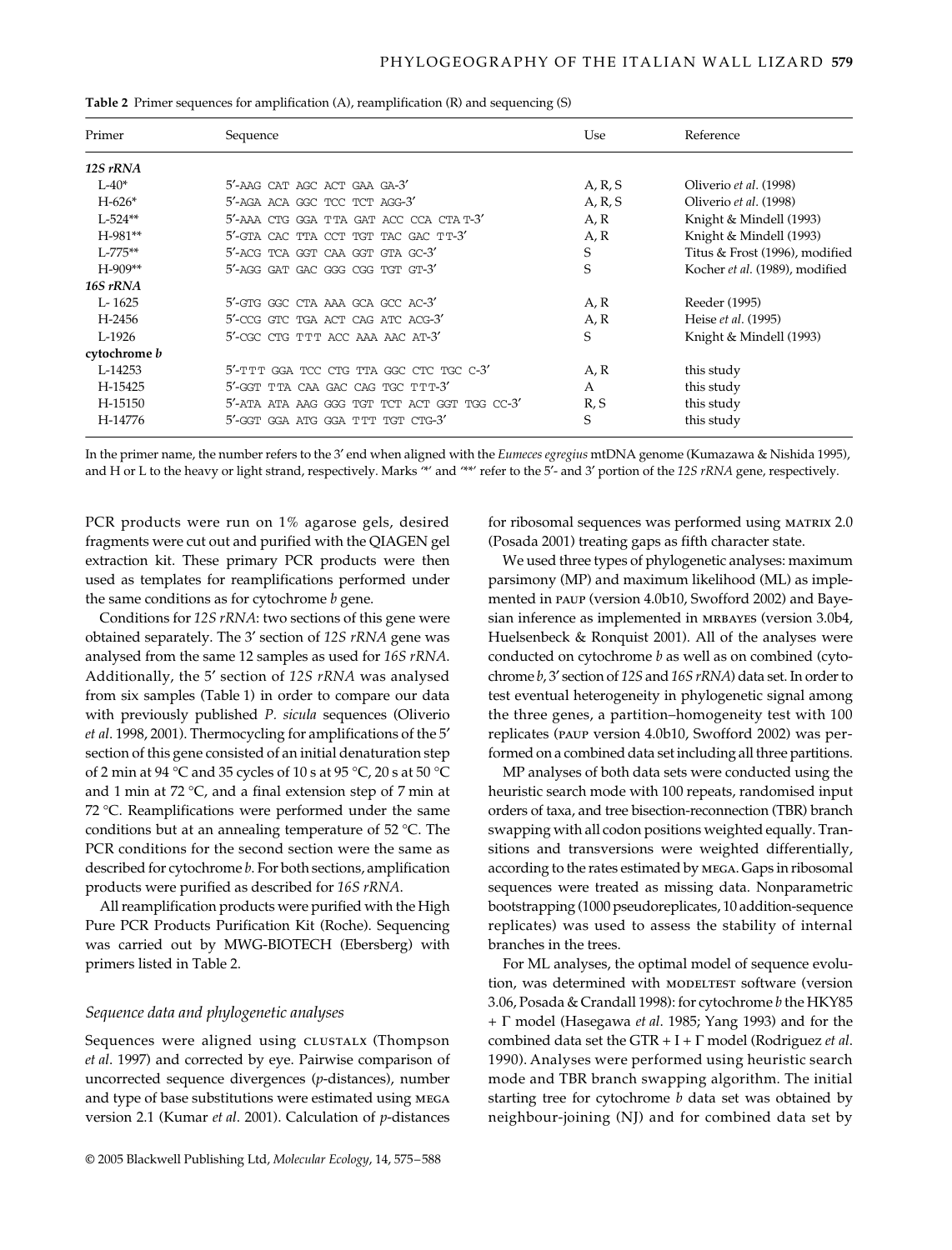**Table 2** Primer sequences for amplification (A), reamplification (R) and sequencing (S)

| Primer | Sequence | Use | Reference |
|---|---|---|---|
| ***12S rRNA*** | | | |
| L-40* | 5′-AAG CAT AGC ACT GAA GA-3′ | A, R, S | Oliverio *et al.* (1998) |
| H-626* | 5′-AGA ACA GGC TCC TCT AGG-3′ | A, R, S | Oliverio *et al.* (1998) |
| L-524** | 5′-AAA CTG GGA TTA GAT ACC CCA CTA T-3′ | A, R | Knight & Mindell (1993) |
| H-981** | 5′-GTA CAC TTA CCT TGT TAC GAC TT-3′ | A, R | Knight & Mindell (1993) |
| L-775** | 5′-ACG TCA GGT CAA GGT GTA GC-3′ | S | Titus & Frost (1996), modified |
| H-909** | 5′-AGG GAT GAC GGG CGG TGT GT-3′ | S | Kocher *et al.* (1989), modified |
| ***16S rRNA*** | | | |
| L- 1625 | 5′-GTG GGC CTA AAA GCA GCC AC-3′ | A, R | Reeder (1995) |
| H-2456 | 5′-CCG GTC TGA ACT CAG ATC ACG-3′ | A, R | Heise *et al.* (1995) |
| L-1926 | 5′-CGC CTG TTT ACC AAA AAC AT-3′ | S | Knight & Mindell (1993) |
| ***cytochrome b*** | | | |
| L-14253 | 5′-TTT GGA TCC CTG TTA GGC CTC TGC C-3′ | A, R | this study |
| H-15425 | 5′-GGT TTA CAA GAC CAG TGC TTT-3′ | A | this study |
| H-15150 | 5′-ATA ATA AAG GGG TGT TCT ACT GGT TGG CC-3′ | R, S | this study |
| H-14776 | 5′-GGT GGA ATG GGA TTT TGT CTG-3′ | S | this study |

In the primer name, the number refers to the 3′ end when aligned with the *Eumeces egregius* mtDNA genome (Kumazawa & Nishida 1995), and H or L to the heavy or light strand, respectively. Marks '*' and '**' refer to the 5′- and 3′ portion of the *12S rRNA* gene, respectively.

PCR products were run on 1% agarose gels, desired fragments were cut out and purified with the QIAGEN gel extraction kit. These primary PCR products were then used as templates for reamplifications performed under the same conditions as for cytochrome *b* gene.

Conditions for *12S rRNA*: two sections of this gene were obtained separately. The 3′ section of *12S rRNA* gene was analysed from the same 12 samples as used for *16S rRNA*. Additionally, the 5′ section of *12S rRNA* was analysed from six samples (Table 1) in order to compare our data with previously published *P. sicula* sequences (Oliverio *et al*. 1998, 2001). Thermocycling for amplifications of the 5′ section of this gene consisted of an initial denaturation step of 2 min at 94 °C and 35 cycles of 10 s at 95 °C, 20 s at 50 °C and 1 min at 72 °C, and a final extension step of 7 min at 72 °C. Reamplifications were performed under the same conditions but at an annealing temperature of 52 °C. The PCR conditions for the second section were the same as described for cytochrome *b*. For both sections, amplification products were purified as described for *16S rRNA*.

All reamplification products were purified with the High Pure PCR Products Purification Kit (Roche). Sequencing was carried out by MWG-BIOTECH (Ebersberg) with primers listed in Table 2.

### *Sequence data and phylogenetic analyses*

Sequences were aligned using CLUSTALX (Thompson *et al*. 1997) and corrected by eye. Pairwise comparison of uncorrected sequence divergences (*p*-distances), number and type of base substitutions were estimated using MEGA version 2.1 (Kumar *et al*. 2001). Calculation of *p*-distances for ribosomal sequences was performed using MATRIX 2.0 (Posada 2001) treating gaps as fifth character state.

We used three types of phylogenetic analyses: maximum parsimony (MP) and maximum likelihood (ML) as implemented in PAUP (version 4.0b10, Swofford 2002) and Bayesian inference as implemented in MRBAYES (version 3.0b4, Huelsenbeck & Ronquist 2001). All of the analyses were conducted on cytochrome *b* as well as on combined (cytochrome *b*, 3′ section of *12S* and *16S rRNA*) data set. In order to test eventual heterogeneity in phylogenetic signal among the three genes, a partition–homogeneity test with 100 replicates (PAUP version 4.0b10, Swofford 2002) was performed on a combined data set including all three partitions.

MP analyses of both data sets were conducted using the heuristic search mode with 100 repeats, randomised input orders of taxa, and tree bisection-reconnection (TBR) branch swapping with all codon positions weighted equally. Transitions and transversions were weighted differentially, according to the rates estimated by MEGA. Gaps in ribosomal sequences were treated as missing data. Nonparametric bootstrapping (1000 pseudoreplicates, 10 addition-sequence replicates) was used to assess the stability of internal branches in the trees.

For ML analyses, the optimal model of sequence evolution, was determined with MODELTEST software (version 3.06, Posada & Crandall 1998): for cytochrome *b* the HKY85 + Γ model (Hasegawa *et al*. 1985; Yang 1993) and for the combined data set the GTR + I + Γ model (Rodriguez *et al*. 1990). Analyses were performed using heuristic search mode and TBR branch swapping algorithm. The initial starting tree for cytochrome *b* data set was obtained by neighbour-joining (NJ) and for combined data set by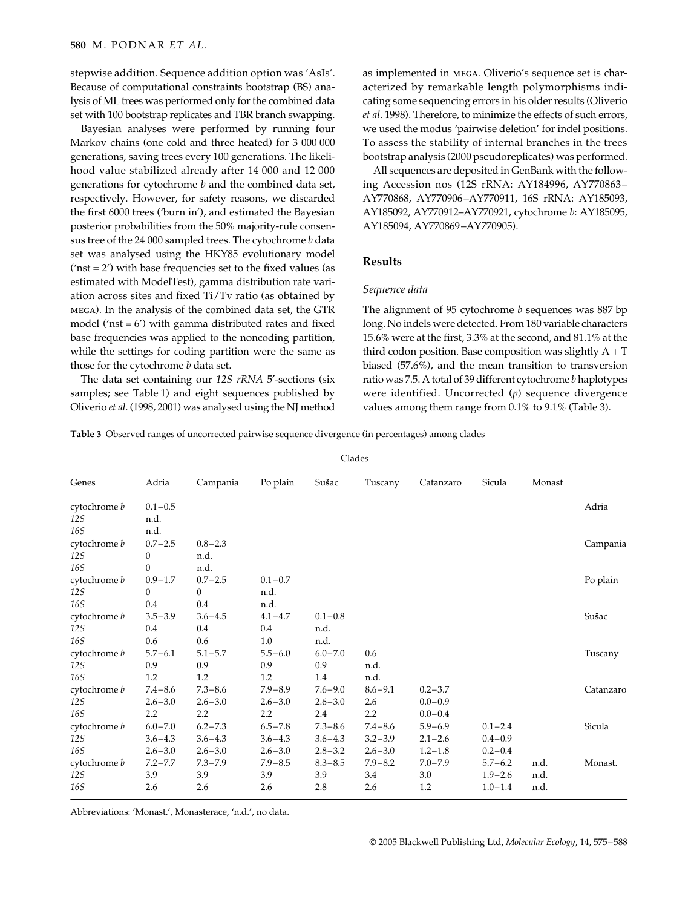stepwise addition. Sequence addition option was 'AsIs'. Because of computational constraints bootstrap (BS) analysis of ML trees was performed only for the combined data set with 100 bootstrap replicates and TBR branch swapping.

Bayesian analyses were performed by running four Markov chains (one cold and three heated) for 3 000 000 generations, saving trees every 100 generations. The likelihood value stabilized already after 14 000 and 12 000 generations for cytochrome *b* and the combined data set, respectively. However, for safety reasons, we discarded the first 6000 trees ('burn in'), and estimated the Bayesian posterior probabilities from the 50% majority-rule consensus tree of the 24 000 sampled trees. The cytochrome *b* data set was analysed using the HKY85 evolutionary model ('nst = 2') with base frequencies set to the fixed values (as estimated with ModelTest), gamma distribution rate variation across sites and fixed Ti/Tv ratio (as obtained by MEGA). In the analysis of the combined data set, the GTR model ('nst = 6') with gamma distributed rates and fixed base frequencies was applied to the noncoding partition, while the settings for coding partition were the same as those for the cytochrome *b* data set.

The data set containing our *12S rRNA* 5′-sections (six samples; see Table 1) and eight sequences published by Oliverio *et al*. (1998, 2001) was analysed using the NJ method as implemented in MEGA. Oliverio's sequence set is characterized by remarkable length polymorphisms indicating some sequencing errors in his older results (Oliverio *et al*. 1998). Therefore, to minimize the effects of such errors, we used the modus 'pairwise deletion' for indel positions. To assess the stability of internal branches in the trees bootstrap analysis (2000 pseudoreplicates) was performed.

All sequences are deposited in GenBank with the following Accession nos (12S rRNA: AY184996, AY770863–AY770868, AY770906–AY770911, 16S rRNA: AY185093, AY185092, AY770912–AY770921, cytochrome *b*: AY185095, AY185094, AY770869–AY770905).

## Results

### Sequence data

The alignment of 95 cytochrome *b* sequences was 887 bp long. No indels were detected. From 180 variable characters 15.6% were at the first, 3.3% at the second, and 81.1% at the third codon position. Base composition was slightly A + T biased (57.6%), and the mean transition to transversion ratio was 7.5. A total of 39 different cytochrome *b* haplotypes were identified. Uncorrected (*p*) sequence divergence values among them range from 0.1% to 9.1% (Table 3).

**Table 3** Observed ranges of uncorrected pairwise sequence divergence (in percentages) among clades

| | Clades | | | | | | | | |
|---|---|---|---|---|---|---|---|---|---|
| Genes | Adria | Campania | Po plain | Sušac | Tuscany | Catanzaro | Sicula | Monast | |
| cytochrome *b* | 0.1–0.5 | | | | | | | | Adria |
| *12S* | n.d. | | | | | | | | |
| *16S* | n.d. | | | | | | | | |
| cytochrome *b* | 0.7–2.5 | 0.8–2.3 | | | | | | | Campania |
| *12S* | 0 | n.d. | | | | | | | |
| *16S* | 0 | n.d. | | | | | | | |
| cytochrome *b* | 0.9–1.7 | 0.7–2.5 | 0.1–0.7 | | | | | | Po plain |
| *12S* | 0 | 0 | n.d. | | | | | | |
| *16S* | 0.4 | 0.4 | n.d. | | | | | | |
| cytochrome *b* | 3.5–3.9 | 3.6–4.5 | 4.1–4.7 | 0.1–0.8 | | | | | Sušac |
| *12S* | 0.4 | 0.4 | 0.4 | n.d. | | | | | |
| *16S* | 0.6 | 0.6 | 1.0 | n.d. | | | | | |
| cytochrome *b* | 5.7–6.1 | 5.1–5.7 | 5.5–6.0 | 6.0–7.0 | 0.6 | | | | Tuscany |
| *12S* | 0.9 | 0.9 | 0.9 | 0.9 | n.d. | | | | |
| *16S* | 1.2 | 1.2 | 1.2 | 1.4 | n.d. | | | | |
| cytochrome *b* | 7.4–8.6 | 7.3–8.6 | 7.9–8.9 | 7.6–9.0 | 8.6–9.1 | 0.2–3.7 | | | Catanzaro |
| *12S* | 2.6–3.0 | 2.6–3.0 | 2.6–3.0 | 2.6–3.0 | 2.6 | 0.0–0.9 | | | |
| *16S* | 2.2 | 2.2 | 2.2 | 2.4 | 2.2 | 0.0–0.4 | | | |
| cytochrome *b* | 6.0–7.0 | 6.2–7.3 | 6.5–7.8 | 7.3–8.6 | 7.4–8.6 | 5.9–6.9 | 0.1–2.4 | | Sicula |
| *12S* | 3.6–4.3 | 3.6–4.3 | 3.6–4.3 | 3.6–4.3 | 3.2–3.9 | 2.1–2.6 | 0.4–0.9 | | |
| *16S* | 2.6–3.0 | 2.6–3.0 | 2.6–3.0 | 2.8–3.2 | 2.6–3.0 | 1.2–1.8 | 0.2–0.4 | | |
| cytochrome *b* | 7.2–7.7 | 7.3–7.9 | 7.9–8.5 | 8.3–8.5 | 7.9–8.2 | 7.0–7.9 | 5.7–6.2 | n.d. | Monast. |
| *12S* | 3.9 | 3.9 | 3.9 | 3.9 | 3.4 | 3.0 | 1.9–2.6 | n.d. | |
| *16S* | 2.6 | 2.6 | 2.6 | 2.8 | 2.6 | 1.2 | 1.0–1.4 | n.d. | |

Abbreviations: 'Monast.', Monasterace, 'n.d.', no data.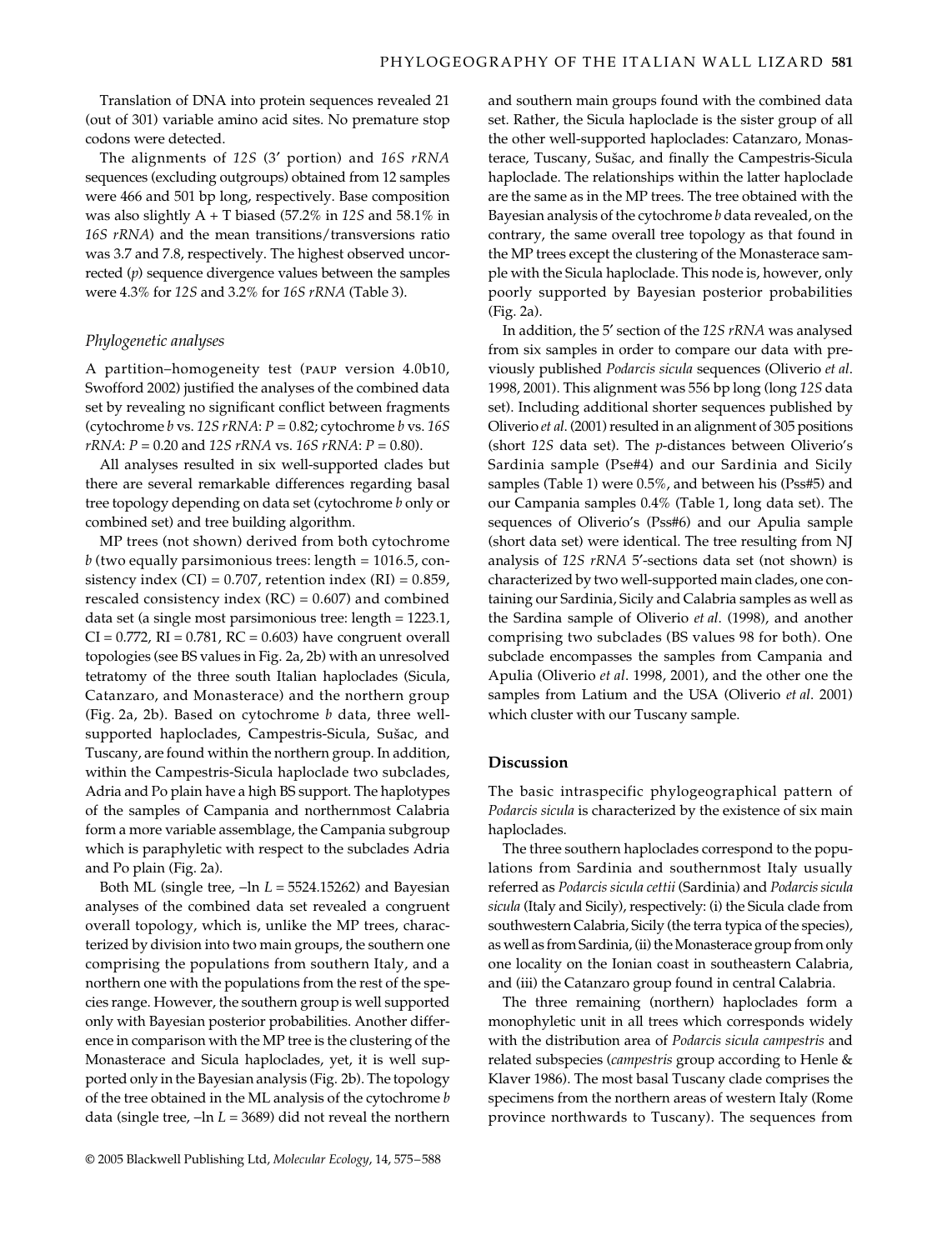Translation of DNA into protein sequences revealed 21 (out of 301) variable amino acid sites. No premature stop codons were detected.

The alignments of *12S* (3′ portion) and *16S rRNA* sequences (excluding outgroups) obtained from 12 samples were 466 and 501 bp long, respectively. Base composition was also slightly A + T biased (57.2% in *12S* and 58.1% in *16S rRNA*) and the mean transitions/transversions ratio was 3.7 and 7.8, respectively. The highest observed uncorrected (*p*) sequence divergence values between the samples were 4.3% for *12S* and 3.2% for *16S rRNA* (Table 3).

### Phylogenetic analyses

A partition–homogeneity test (PAUP version 4.0b10, Swofford 2002) justified the analyses of the combined data set by revealing no significant conflict between fragments (cytochrome *b* vs. *12S rRNA*: $P = 0.82$; cytochrome *b* vs. *16S rRNA*: $P = 0.20$ and *12S rRNA* vs. *16S rRNA*: $P = 0.80$).

All analyses resulted in six well-supported clades but there are several remarkable differences regarding basal tree topology depending on data set (cytochrome *b* only or combined set) and tree building algorithm.

MP trees (not shown) derived from both cytochrome *b* (two equally parsimonious trees: length = 1016.5, consistency index (CI) = 0.707, retention index (RI) = 0.859, rescaled consistency index (RC) = 0.607) and combined data set (a single most parsimonious tree: length = 1223.1, CI = 0.772, RI = 0.781, RC = 0.603) have congruent overall topologies (see BS values in Fig. 2a, 2b) with an unresolved tetratomy of the three south Italian haploclades (Sicula, Catanzaro, and Monasterace) and the northern group (Fig. 2a, 2b). Based on cytochrome *b* data, three well-supported haploclades, Campestris-Sicula, Sušac, and Tuscany, are found within the northern group. In addition, within the Campestris-Sicula haploclade two subclades, Adria and Po plain have a high BS support. The haplotypes of the samples of Campania and northernmost Calabria form a more variable assemblage, the Campania subgroup which is paraphyletic with respect to the subclades Adria and Po plain (Fig. 2a).

Both ML (single tree, $-\ln L = 5524.15262$) and Bayesian analyses of the combined data set revealed a congruent overall topology, which is, unlike the MP trees, characterized by division into two main groups, the southern one comprising the populations from southern Italy, and a northern one with the populations from the rest of the species range. However, the southern group is well supported only with Bayesian posterior probabilities. Another difference in comparison with the MP tree is the clustering of the Monasterace and Sicula haploclades, yet, it is well supported only in the Bayesian analysis (Fig. 2b). The topology of the tree obtained in the ML analysis of the cytochrome *b* data (single tree, $-\ln L = 3689$) did not reveal the northern and southern main groups found with the combined data set. Rather, the Sicula haploclade is the sister group of all the other well-supported haploclades: Catanzaro, Monasterace, Tuscany, Sušac, and finally the Campestris-Sicula haploclade. The relationships within the latter haploclade are the same as in the MP trees. The tree obtained with the Bayesian analysis of the cytochrome *b* data revealed, on the contrary, the same overall tree topology as that found in the MP trees except the clustering of the Monasterace sample with the Sicula haploclade. This node is, however, only poorly supported by Bayesian posterior probabilities (Fig. 2a).

In addition, the 5′ section of the *12S rRNA* was analysed from six samples in order to compare our data with previously published *Podarcis sicula* sequences (Oliverio *et al*. 1998, 2001). This alignment was 556 bp long (long *12S* data set). Including additional shorter sequences published by Oliverio *et al*. (2001) resulted in an alignment of 305 positions (short *12S* data set). The *p*-distances between Oliverio's Sardinia sample (Pse#4) and our Sardinia and Sicily samples (Table 1) were 0.5%, and between his (Pss#5) and our Campania samples 0.4% (Table 1, long data set). The sequences of Oliverio's (Pss#6) and our Apulia sample (short data set) were identical. The tree resulting from NJ analysis of *12S rRNA* 5′-sections data set (not shown) is characterized by two well-supported main clades, one containing our Sardinia, Sicily and Calabria samples as well as the Sardina sample of Oliverio *et al*. (1998), and another comprising two subclades (BS values 98 for both). One subclade encompasses the samples from Campania and Apulia (Oliverio *et al*. 1998, 2001), and the other one the samples from Latium and the USA (Oliverio *et al*. 2001) which cluster with our Tuscany sample.

## Discussion

The basic intraspecific phylogeographical pattern of *Podarcis sicula* is characterized by the existence of six main haploclades.

The three southern haploclades correspond to the populations from Sardinia and southernmost Italy usually referred as *Podarcis sicula cettii* (Sardinia) and *Podarcis sicula sicula* (Italy and Sicily), respectively: (i) the Sicula clade from southwestern Calabria, Sicily (the terra typica of the species), as well as from Sardinia, (ii) the Monasterace group from only one locality on the Ionian coast in southeastern Calabria, and (iii) the Catanzaro group found in central Calabria.

The three remaining (northern) haploclades form a monophyletic unit in all trees which corresponds widely with the distribution area of *Podarcis sicula campestris* and related subspecies (*campestris* group according to Henle & Klaver 1986). The most basal Tuscany clade comprises the specimens from the northern areas of western Italy (Rome province northwards to Tuscany). The sequences from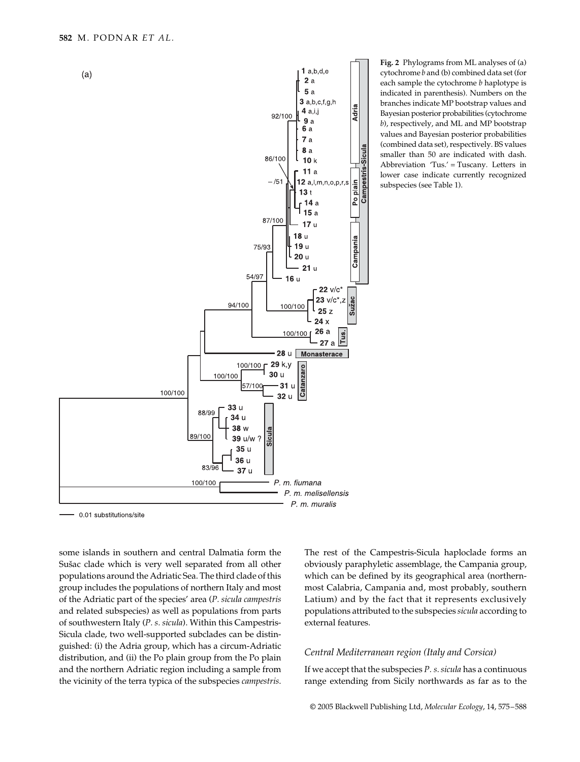**Fig. 2** Phylograms from ML analyses of (a) cytochrome *b* and (b) combined data set (for each sample the cytochrome *b* haplotype is indicated in parenthesis). Numbers on the branches indicate MP bootstrap values and Bayesian posterior probabilities (cytochrome *b*), respectively, and ML and MP bootstrap values and Bayesian posterior probabilities (combined data set), respectively. BS values smaller than 50 are indicated with dash. Abbreviation 'Tus.' = Tuscany. Letters in lower case indicate currently recognized subspecies (see Table 1).

some islands in southern and central Dalmatia form the Sušac clade which is very well separated from all other populations around the Adriatic Sea. The third clade of this group includes the populations of northern Italy and most of the Adriatic part of the species' area (*P. sicula campestris* and related subspecies) as well as populations from parts of southwestern Italy (*P. s. sicula*). Within this Campestris-Sicula clade, two well-supported subclades can be distinguished: (i) the Adria group, which has a circum-Adriatic distribution, and (ii) the Po plain group from the Po plain and the northern Adriatic region including a sample from the vicinity of the terra typica of the subspecies *campestris*. The rest of the Campestris-Sicula haploclade forms an obviously paraphyletic assemblage, the Campania group, which can be defined by its geographical area (northernmost Calabria, Campania and, most probably, southern Latium) and by the fact that it represents exclusively populations attributed to the subspecies *sicula* according to external features.

### Central Mediterranean region (Italy and Corsica)

If we accept that the subspecies *P. s. sicula* has a continuous range extending from Sicily northwards as far as to the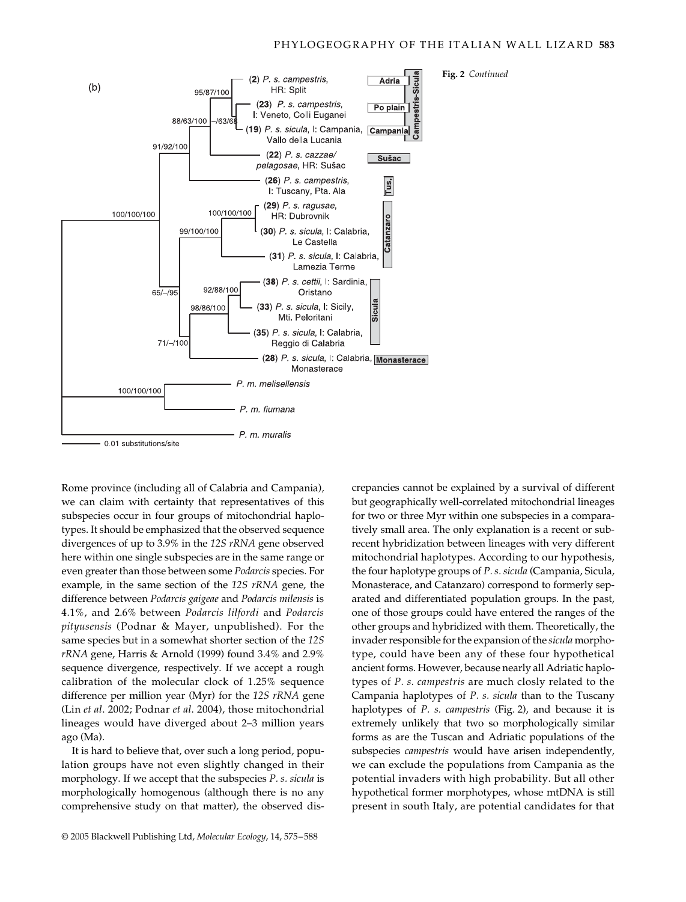Fig. 2 *Continued*

Rome province (including all of Calabria and Campania), we can claim with certainty that representatives of this subspecies occur in four groups of mitochondrial haplotypes. It should be emphasized that the observed sequence divergences of up to 3.9% in the *12S rRNA* gene observed here within one single subspecies are in the same range or even greater than those between some *Podarcis* species. For example, in the same section of the *12S rRNA* gene, the difference between *Podarcis gaigeae* and *Podarcis milensis* is 4.1%, and 2.6% between *Podarcis lilfordi* and *Podarcis pityusensis* (Podnar & Mayer, unpublished). For the same species but in a somewhat shorter section of the *12S rRNA* gene, Harris & Arnold (1999) found 3.4% and 2.9% sequence divergence, respectively. If we accept a rough calibration of the molecular clock of 1.25% sequence difference per million year (Myr) for the *12S rRNA* gene (Lin *et al*. 2002; Podnar *et al*. 2004), those mitochondrial lineages would have diverged about 2–3 million years ago (Ma).

It is hard to believe that, over such a long period, population groups have not even slightly changed in their morphology. If we accept that the subspecies *P. s. sicula* is morphologically homogenous (although there is no any comprehensive study on that matter), the observed discrepancies cannot be explained by a survival of different but geographically well-correlated mitochondrial lineages for two or three Myr within one subspecies in a comparatively small area. The only explanation is a recent or subrecent hybridization between lineages with very different mitochondrial haplotypes. According to our hypothesis, the four haplotype groups of *P. s. sicula* (Campania, Sicula, Monasterace, and Catanzaro) correspond to formerly separated and differentiated population groups. In the past, one of those groups could have entered the ranges of the other groups and hybridized with them. Theoretically, the invader responsible for the expansion of the *sicula* morphotype, could have been any of these four hypothetical ancient forms. However, because nearly all Adriatic haplotypes of *P. s. campestris* are much closly related to the Campania haplotypes of *P. s. sicula* than to the Tuscany haplotypes of *P. s. campestris* (Fig. 2), and because it is extremely unlikely that two so morphologically similar forms as are the Tuscan and Adriatic populations of the subspecies *campestris* would have arisen independently, we can exclude the populations from Campania as the potential invaders with high probability. But all other hypothetical former morphotypes, whose mtDNA is still present in south Italy, are potential candidates for that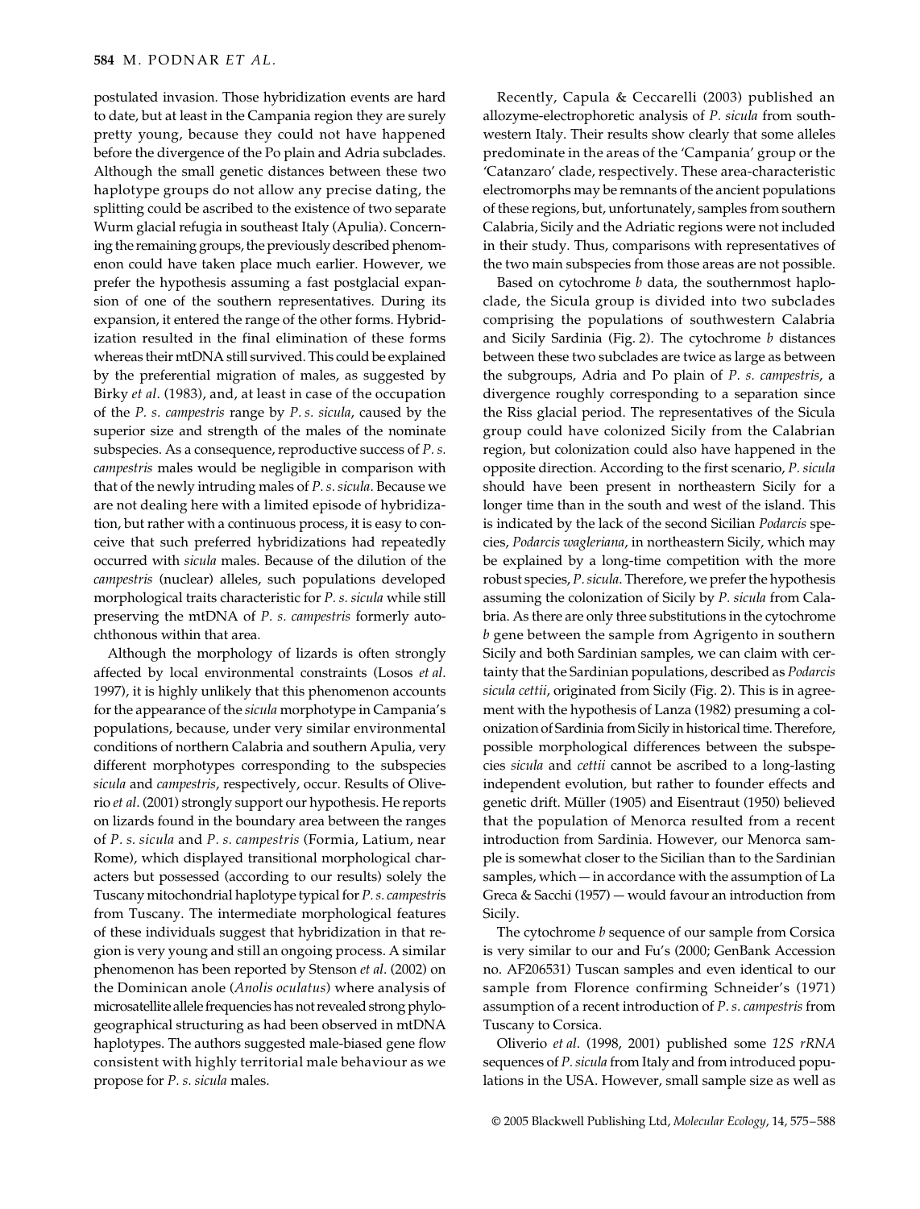postulated invasion. Those hybridization events are hard to date, but at least in the Campania region they are surely pretty young, because they could not have happened before the divergence of the Po plain and Adria subclades. Although the small genetic distances between these two haplotype groups do not allow any precise dating, the splitting could be ascribed to the existence of two separate Wurm glacial refugia in southeast Italy (Apulia). Concerning the remaining groups, the previously described phenomenon could have taken place much earlier. However, we prefer the hypothesis assuming a fast postglacial expansion of one of the southern representatives. During its expansion, it entered the range of the other forms. Hybridization resulted in the final elimination of these forms whereas their mtDNA still survived. This could be explained by the preferential migration of males, as suggested by Birky *et al*. (1983), and, at least in case of the occupation of the *P. s. campestris* range by *P. s. sicula*, caused by the superior size and strength of the males of the nominate subspecies. As a consequence, reproductive success of *P. s. campestris* males would be negligible in comparison with that of the newly intruding males of *P. s. sicula*. Because we are not dealing here with a limited episode of hybridization, but rather with a continuous process, it is easy to conceive that such preferred hybridizations had repeatedly occurred with *sicula* males. Because of the dilution of the *campestris* (nuclear) alleles, such populations developed morphological traits characteristic for *P. s. sicula* while still preserving the mtDNA of *P. s. campestris* formerly autochthonous within that area.

Although the morphology of lizards is often strongly affected by local environmental constraints (Losos *et al*. 1997), it is highly unlikely that this phenomenon accounts for the appearance of the *sicula* morphotype in Campania's populations, because, under very similar environmental conditions of northern Calabria and southern Apulia, very different morphotypes corresponding to the subspecies *sicula* and *campestris*, respectively, occur. Results of Oliverio *et al*. (2001) strongly support our hypothesis. He reports on lizards found in the boundary area between the ranges of *P. s. sicula* and *P. s. campestris* (Formia, Latium, near Rome), which displayed transitional morphological characters but possessed (according to our results) solely the Tuscany mitochondrial haplotype typical for *P. s. campestris* from Tuscany. The intermediate morphological features of these individuals suggest that hybridization in that region is very young and still an ongoing process. A similar phenomenon has been reported by Stenson *et al*. (2002) on the Dominican anole (*Anolis oculatus*) where analysis of microsatellite allele frequencies has not revealed strong phylogeographical structuring as had been observed in mtDNA haplotypes. The authors suggested male-biased gene flow consistent with highly territorial male behaviour as we propose for *P. s. sicula* males.

Recently, Capula & Ceccarelli (2003) published an allozyme-electrophoretic analysis of *P. sicula* from southwestern Italy. Their results show clearly that some alleles predominate in the areas of the 'Campania' group or the 'Catanzaro' clade, respectively. These area-characteristic electromorphs may be remnants of the ancient populations of these regions, but, unfortunately, samples from southern Calabria, Sicily and the Adriatic regions were not included in their study. Thus, comparisons with representatives of the two main subspecies from those areas are not possible.

Based on cytochrome *b* data, the southernmost haploclade, the Sicula group is divided into two subclades comprising the populations of southwestern Calabria and Sicily Sardinia (Fig. 2). The cytochrome *b* distances between these two subclades are twice as large as between the subgroups, Adria and Po plain of *P. s. campestris*, a divergence roughly corresponding to a separation since the Riss glacial period. The representatives of the Sicula group could have colonized Sicily from the Calabrian region, but colonization could also have happened in the opposite direction. According to the first scenario, *P. sicula* should have been present in northeastern Sicily for a longer time than in the south and west of the island. This is indicated by the lack of the second Sicilian *Podarcis* species, *Podarcis wagleriana*, in northeastern Sicily, which may be explained by a long-time competition with the more robust species, *P. sicula*. Therefore, we prefer the hypothesis assuming the colonization of Sicily by *P. sicula* from Calabria. As there are only three substitutions in the cytochrome *b* gene between the sample from Agrigento in southern Sicily and both Sardinian samples, we can claim with certainty that the Sardinian populations, described as *Podarcis sicula cettii*, originated from Sicily (Fig. 2). This is in agreement with the hypothesis of Lanza (1982) presuming a colonization of Sardinia from Sicily in historical time. Therefore, possible morphological differences between the subspecies *sicula* and *cettii* cannot be ascribed to a long-lasting independent evolution, but rather to founder effects and genetic drift. Müller (1905) and Eisentraut (1950) believed that the population of Menorca resulted from a recent introduction from Sardinia. However, our Menorca sample is somewhat closer to the Sicilian than to the Sardinian samples, which — in accordance with the assumption of La Greca & Sacchi (1957) — would favour an introduction from Sicily.

The cytochrome *b* sequence of our sample from Corsica is very similar to our and Fu's (2000; GenBank Accession no. AF206531) Tuscan samples and even identical to our sample from Florence confirming Schneider's (1971) assumption of a recent introduction of *P. s. campestris* from Tuscany to Corsica.

Oliverio *et al*. (1998, 2001) published some *12S rRNA* sequences of *P. sicula* from Italy and from introduced populations in the USA. However, small sample size as well as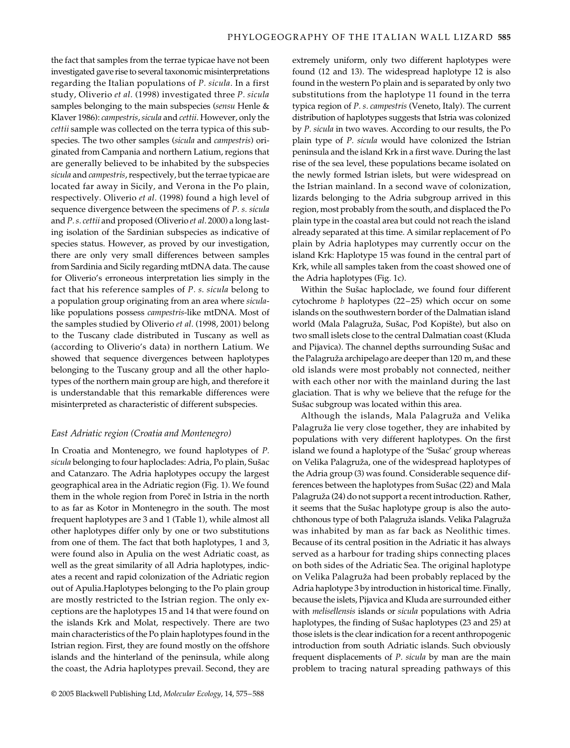the fact that samples from the terrae typicae have not been investigated gave rise to several taxonomic misinterpretations regarding the Italian populations of *P. sicula*. In a first study, Oliverio *et al*. (1998) investigated three *P. sicula* samples belonging to the main subspecies (*sensu* Henle & Klaver 1986): *campestris*, *sicula* and *cettii*. However, only the *cettii* sample was collected on the terra typica of this subspecies. The two other samples (*sicula* and *campestris*) originated from Campania and northern Latium, regions that are generally believed to be inhabited by the subspecies *sicula* and *campestris*, respectively, but the terrae typicae are located far away in Sicily, and Verona in the Po plain, respectively. Oliverio *et al*. (1998) found a high level of sequence divergence between the specimens of *P. s. sicula* and *P. s. cettii* and proposed (Oliverio *et al*. 2000) a long lasting isolation of the Sardinian subspecies as indicative of species status. However, as proved by our investigation, there are only very small differences between samples from Sardinia and Sicily regarding mtDNA data. The cause for Oliverio's erroneous interpretation lies simply in the fact that his reference samples of *P. s. sicula* belong to a population group originating from an area where *sicula*-like populations possess *campestris*-like mtDNA. Most of the samples studied by Oliverio *et al*. (1998, 2001) belong to the Tuscany clade distributed in Tuscany as well as (according to Oliverio's data) in northern Latium. We showed that sequence divergences between haplotypes belonging to the Tuscany group and all the other haplotypes of the northern main group are high, and therefore it is understandable that this remarkable differences were misinterpreted as characteristic of different subspecies.

### East Adriatic region (Croatia and Montenegro)

In Croatia and Montenegro, we found haplotypes of *P. sicula* belonging to four haploclades: Adria, Po plain, Sušac and Catanzaro. The Adria haplotypes occupy the largest geographical area in the Adriatic region (Fig. 1). We found them in the whole region from Poreč in Istria in the north to as far as Kotor in Montenegro in the south. The most frequent haplotypes are 3 and 1 (Table 1), while almost all other haplotypes differ only by one or two substitutions from one of them. The fact that both haplotypes, 1 and 3, were found also in Apulia on the west Adriatic coast, as well as the great similarity of all Adria haplotypes, indicates a recent and rapid colonization of the Adriatic region out of Apulia. Haplotypes belonging to the Po plain group are mostly restricted to the Istrian region. The only exceptions are the haplotypes 15 and 14 that were found on the islands Krk and Molat, respectively. There are two main characteristics of the Po plain haplotypes found in the Istrian region. First, they are found mostly on the offshore islands and the hinterland of the peninsula, while along the coast, the Adria haplotypes prevail. Second, they are extremely uniform, only two different haplotypes were found (12 and 13). The widespread haplotype 12 is also found in the western Po plain and is separated by only two substitutions from the haplotype 11 found in the terra typica region of *P. s. campestris* (Veneto, Italy). The current distribution of haplotypes suggests that Istria was colonized by *P. sicula* in two waves. According to our results, the Po plain type of *P. sicula* would have colonized the Istrian peninsula and the island Krk in a first wave. During the last rise of the sea level, these populations became isolated on the newly formed Istrian islets, but were widespread on the Istrian mainland. In a second wave of colonization, lizards belonging to the Adria subgroup arrived in this region, most probably from the south, and displaced the Po plain type in the coastal area but could not reach the island already separated at this time. A similar replacement of Po plain by Adria haplotypes may currently occur on the island Krk: Haplotype 15 was found in the central part of Krk, while all samples taken from the coast showed one of the Adria haplotypes (Fig. 1c).

Within the Sušac haploclade, we found four different cytochrome *b* haplotypes (22–25) which occur on some islands on the southwestern border of the Dalmatian island world (Mala Palagruža, Sušac, Pod Kopište), but also on two small islets close to the central Dalmatian coast (Kluda and Pijavica). The channel depths surrounding Sušac and the Palagruža archipelago are deeper than 120 m, and these old islands were most probably not connected, neither with each other nor with the mainland during the last glaciation. That is why we believe that the refuge for the Sušac subgroup was located within this area.

Although the islands, Mala Palagruža and Velika Palagruža lie very close together, they are inhabited by populations with very different haplotypes. On the first island we found a haplotype of the 'Sušac' group whereas on Velika Palagruža, one of the widespread haplotypes of the Adria group (3) was found. Considerable sequence differences between the haplotypes from Sušac (22) and Mala Palagruža (24) do not support a recent introduction. Rather, it seems that the Sušac haplotype group is also the autochthonous type of both Palagruža islands. Velika Palagruža was inhabited by man as far back as Neolithic times. Because of its central position in the Adriatic it has always served as a harbour for trading ships connecting places on both sides of the Adriatic Sea. The original haplotype on Velika Palagruža had been probably replaced by the Adria haplotype 3 by introduction in historical time. Finally, because the islets, Pijavica and Kluda are surrounded either with *melisellensis* islands or *sicula* populations with Adria haplotypes, the finding of Sušac haplotypes (23 and 25) at those islets is the clear indication for a recent anthropogenic introduction from south Adriatic islands. Such obviously frequent displacements of *P. sicula* by man are the main problem to tracing natural spreading pathways of this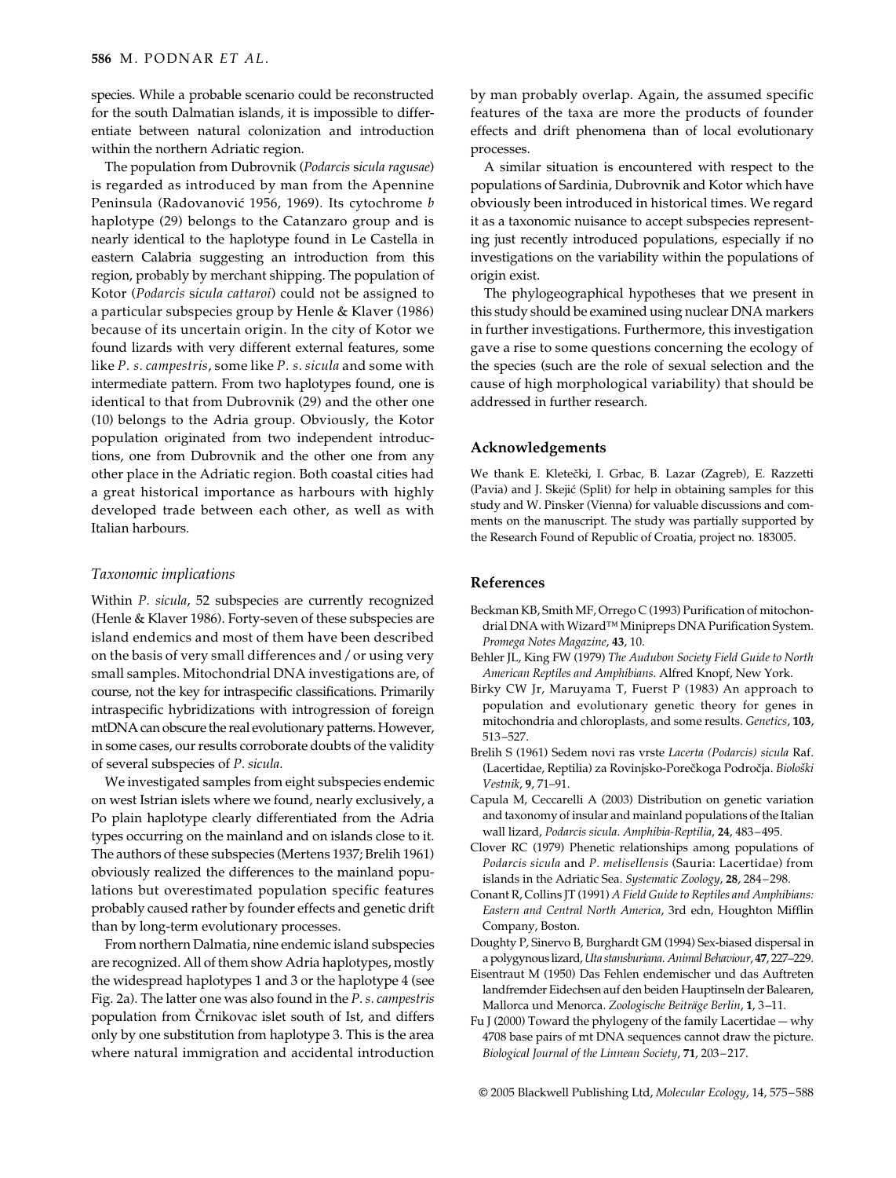species. While a probable scenario could be reconstructed for the south Dalmatian islands, it is impossible to differentiate between natural colonization and introduction within the northern Adriatic region.

The population from Dubrovnik (*Podarcis sicula ragusae*) is regarded as introduced by man from the Apennine Peninsula (Radovanović 1956, 1969). Its cytochrome *b* haplotype (29) belongs to the Catanzaro group and is nearly identical to the haplotype found in Le Castella in eastern Calabria suggesting an introduction from this region, probably by merchant shipping. The population of Kotor (*Podarcis sicula cattaroi*) could not be assigned to a particular subspecies group by Henle & Klaver (1986) because of its uncertain origin. In the city of Kotor we found lizards with very different external features, some like *P. s. campestris*, some like *P. s. sicula* and some with intermediate pattern. From two haplotypes found, one is identical to that from Dubrovnik (29) and the other one (10) belongs to the Adria group. Obviously, the Kotor population originated from two independent introductions, one from Dubrovnik and the other one from any other place in the Adriatic region. Both coastal cities had a great historical importance as harbours with highly developed trade between each other, as well as with Italian harbours.

### *Taxonomic implications*

Within *P. sicula*, 52 subspecies are currently recognized (Henle & Klaver 1986). Forty-seven of these subspecies are island endemics and most of them have been described on the basis of very small differences and / or using very small samples. Mitochondrial DNA investigations are, of course, not the key for intraspecific classifications. Primarily intraspecific hybridizations with introgression of foreign mtDNA can obscure the real evolutionary patterns. However, in some cases, our results corroborate doubts of the validity of several subspecies of *P. sicula*.

We investigated samples from eight subspecies endemic on west Istrian islets where we found, nearly exclusively, a Po plain haplotype clearly differentiated from the Adria types occurring on the mainland and on islands close to it. The authors of these subspecies (Mertens 1937; Brelih 1961) obviously realized the differences to the mainland populations but overestimated population specific features probably caused rather by founder effects and genetic drift than by long-term evolutionary processes.

From northern Dalmatia, nine endemic island subspecies are recognized. All of them show Adria haplotypes, mostly the widespread haplotypes 1 and 3 or the haplotype 4 (see Fig. 2a). The latter one was also found in the *P. s. campestris* population from Črnikovac islet south of Ist, and differs only by one substitution from haplotype 3. This is the area where natural immigration and accidental introduction by man probably overlap. Again, the assumed specific features of the taxa are more the products of founder effects and drift phenomena than of local evolutionary processes.

A similar situation is encountered with respect to the populations of Sardinia, Dubrovnik and Kotor which have obviously been introduced in historical times. We regard it as a taxonomic nuisance to accept subspecies representing just recently introduced populations, especially if no investigations on the variability within the populations of origin exist.

The phylogeographical hypotheses that we present in this study should be examined using nuclear DNA markers in further investigations. Furthermore, this investigation gave a rise to some questions concerning the ecology of the species (such are the role of sexual selection and the cause of high morphological variability) that should be addressed in further research.

## Acknowledgements

We thank E. Kletečki, I. Grbac, B. Lazar (Zagreb), E. Razzetti (Pavia) and J. Skejić (Split) for help in obtaining samples for this study and W. Pinsker (Vienna) for valuable discussions and comments on the manuscript. The study was partially supported by the Research Found of Republic of Croatia, project no. 183005.

## References

Beckman KB, Smith MF, Orrego C (1993) Purification of mitochondrial DNA with Wizard™ Minipreps DNA Purification System. *Promega Notes Magazine*, **43**, 10.

Behler JL, King FW (1979) *The Audubon Society Field Guide to North American Reptiles and Amphibians*. Alfred Knopf, New York.

Birky CW Jr, Maruyama T, Fuerst P (1983) An approach to population and evolutionary genetic theory for genes in mitochondria and chloroplasts, and some results. *Genetics*, **103**, 513–527.

Brelih S (1961) Sedem novi ras vrste *Lacerta (Podarcis) sicula* Raf. (Lacertidae, Reptilia) za Rovinjsko-Porečkoga Področja. *Biološki Vestnik*, **9**, 71–91.

Capula M, Ceccarelli A (2003) Distribution on genetic variation and taxonomy of insular and mainland populations of the Italian wall lizard, *Podarcis sicula*. *Amphibia-Reptilia*, **24**, 483–495.

Clover RC (1979) Phenetic relationships among populations of *Podarcis sicula* and *P. melisellensis* (Sauria: Lacertidae) from islands in the Adriatic Sea. *Systematic Zoology*, **28**, 284–298.

Conant R, Collins JT (1991) *A Field Guide to Reptiles and Amphibians: Eastern and Central North America*, 3rd edn, Houghton Mifflin Company, Boston.

Doughty P, Sinervo B, Burghardt GM (1994) Sex-biased dispersal in a polygynous lizard, *Uta stansburiana*. *Animal Behaviour*, **47**, 227–229.

Eisentraut M (1950) Das Fehlen endemischer und das Auftreten landfremder Eidechsen auf den beiden Hauptinseln der Balearen, Mallorca und Menorca. *Zoologische Beiträge Berlin*, **1**, 3–11.

Fu J (2000) Toward the phylogeny of the family Lacertidae — why 4708 base pairs of mt DNA sequences cannot draw the picture. *Biological Journal of the Linnean Society*, **71**, 203–217.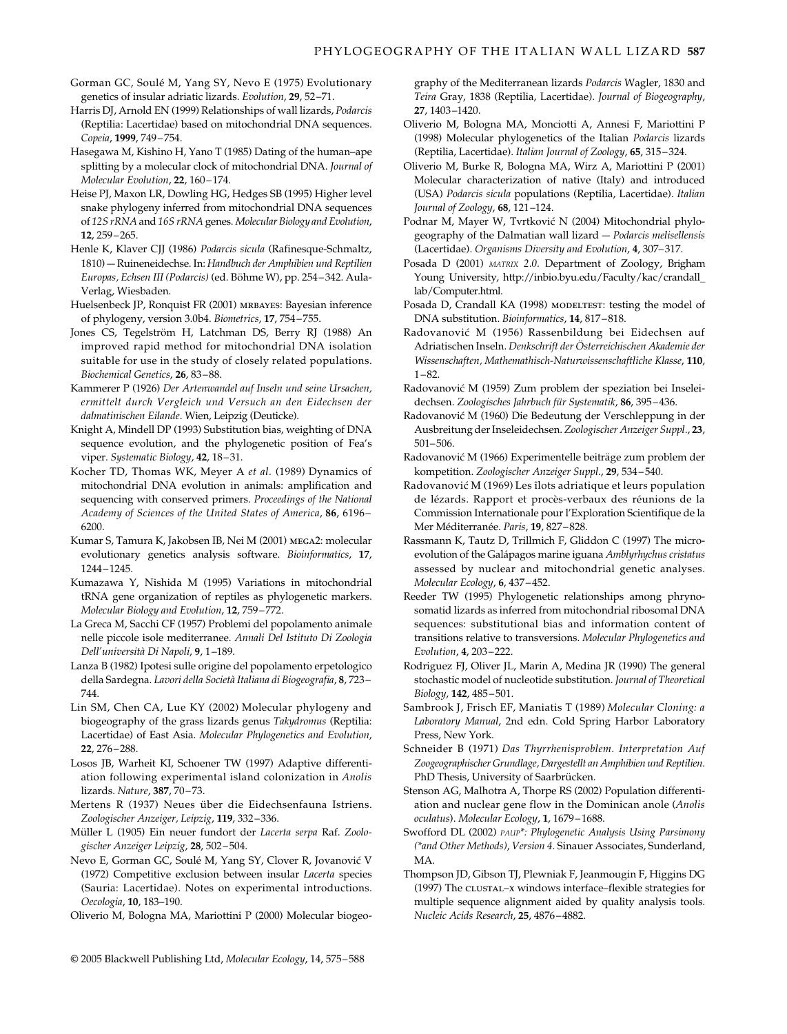Gorman GC, Soulé M, Yang SY, Nevo E (1975) Evolutionary genetics of insular adriatic lizards. *Evolution*, **29**, 52–71.

Harris DJ, Arnold EN (1999) Relationships of wall lizards, *Podarcis* (Reptilia: Lacertidae) based on mitochondrial DNA sequences. *Copeia*, **1999**, 749–754.

Hasegawa M, Kishino H, Yano T (1985) Dating of the human–ape splitting by a molecular clock of mitochondrial DNA. *Journal of Molecular Evolution*, **22**, 160–174.

Heise PJ, Maxon LR, Dowling HG, Hedges SB (1995) Higher level snake phylogeny inferred from mitochondrial DNA sequences of *12S rRNA* and *16S rRNA* genes. *Molecular Biology and Evolution*, **12**, 259–265.

Henle K, Klaver CJJ (1986) *Podarcis sicula* (Rafinesque-Schmaltz, 1810) — Ruineneidechse. In: *Handbuch der Amphibien und Reptilien Europas, Echsen III (Podarcis)* (ed. Böhme W), pp. 254–342. Aula-Verlag, Wiesbaden.

Huelsenbeck JP, Ronquist FR (2001) MRBAYES: Bayesian inference of phylogeny, version 3.0b4. *Biometrics*, **17**, 754–755.

Jones CS, Tegelström H, Latchman DS, Berry RJ (1988) An improved rapid method for mitochondrial DNA isolation suitable for use in the study of closely related populations. *Biochemical Genetics*, **26**, 83–88.

Kammerer P (1926) *Der Artenwandel auf Inseln und seine Ursachen, ermittelt durch Vergleich und Versuch an den Eidechsen der dalmatinischen Eilande*. Wien, Leipzig (Deuticke).

Knight A, Mindell DP (1993) Substitution bias, weighting of DNA sequence evolution, and the phylogenetic position of Fea's viper. *Systematic Biology*, **42**, 18–31.

Kocher TD, Thomas WK, Meyer A *et al.* (1989) Dynamics of mitochondrial DNA evolution in animals: amplification and sequencing with conserved primers. *Proceedings of the National Academy of Sciences of the United States of America*, **86**, 6196–6200.

Kumar S, Tamura K, Jakobsen IB, Nei M (2001) MEGA2: molecular evolutionary genetics analysis software. *Bioinformatics*, **17**, 1244–1245.

Kumazawa Y, Nishida M (1995) Variations in mitochondrial tRNA gene organization of reptiles as phylogenetic markers. *Molecular Biology and Evolution*, **12**, 759–772.

La Greca M, Sacchi CF (1957) Problemi del popolamento animale nelle piccole isole mediterranee. *Annali Del Istituto Di Zoologia Dell'università Di Napoli*, **9**, 1–189.

Lanza B (1982) Ipotesi sulle origine del popolamento erpetologico della Sardegna. *Lavori della Società Italiana di Biogeografia*, **8**, 723–744.

Lin SM, Chen CA, Lue KY (2002) Molecular phylogeny and biogeography of the grass lizards genus *Takydromus* (Reptilia: Lacertidae) of East Asia. *Molecular Phylogenetics and Evolution*, **22**, 276–288.

Losos JB, Warheit KI, Schoener TW (1997) Adaptive differentiation following experimental island colonization in *Anolis* lizards. *Nature*, **387**, 70–73.

Mertens R (1937) Neues über die Eidechsenfauna Istriens. *Zoologischer Anzeiger, Leipzig*, **119**, 332–336.

Müller L (1905) Ein neuer fundort der *Lacerta serpa* Raf. *Zoologischer Anzeiger Leipzig*, **28**, 502–504.

Nevo E, Gorman GC, Soulé M, Yang SY, Clover R, Jovanović V (1972) Competitive exclusion between insular *Lacerta* species (Sauria: Lacertidae). Notes on experimental introductions. *Oecologia*, **10**, 183–190.

Oliverio M, Bologna MA, Mariottini P (2000) Molecular biogeography of the Mediterranean lizards *Podarcis* Wagler, 1830 and *Teira* Gray, 1838 (Reptilia, Lacertidae). *Journal of Biogeography*, **27**, 1403–1420.

Oliverio M, Bologna MA, Monciotti A, Annesi F, Mariottini P (1998) Molecular phylogenetics of the Italian *Podarcis* lizards (Reptilia, Lacertidae). *Italian Journal of Zoology*, **65**, 315–324.

Oliverio M, Burke R, Bologna MA, Wirz A, Mariottini P (2001) Molecular characterization of native (Italy) and introduced (USA) *Podarcis sicula* populations (Reptilia, Lacertidae). *Italian Journal of Zoology*, **68**, 121–124.

Podnar M, Mayer W, Tvrtković N (2004) Mitochondrial phylogeography of the Dalmatian wall lizard — *Podarcis melisellensis* (Lacertidae). *Organisms Diversity and Evolution*, **4**, 307–317.

Posada D (2001) *MATRIX 2.0*. Department of Zoology, Brigham Young University, http://inbio.byu.edu/Faculty/kac/crandall_lab/Computer.html.

Posada D, Crandall KA (1998) MODELTEST: testing the model of DNA substitution. *Bioinformatics*, **14**, 817–818.

Radovanović M (1956) Rassenbildung bei Eidechsen auf Adriatischen Inseln. *Denkschrift der Österreichischen Akademie der Wissenschaften, Mathemathisch-Naturwissenschaftliche Klasse*, **110**, 1–82.

Radovanović M (1959) Zum problem der speziation bei Inseleidechsen. *Zoologisches Jahrbuch für Systematik*, **86**, 395–436.

Radovanović M (1960) Die Bedeutung der Verschleppung in der Ausbreitung der Inseleidechsen. *Zoologischer Anzeiger Suppl.*, **23**, 501–506.

Radovanović M (1966) Experimentelle beiträge zum problem der kompetition. *Zoologischer Anzeiger Suppl.*, **29**, 534–540.

Radovanović M (1969) Les îlots adriatique et leurs population de lézards. Rapport et procès-verbaux des réunions de la Commission Internationale pour l'Exploration Scientifique de la Mer Méditerranée. *Paris*, **19**, 827–828.

Rassmann K, Tautz D, Trillmich F, Gliddon C (1997) The microevolution of the Galápagos marine iguana *Amblyrhychus cristatus* assessed by nuclear and mitochondrial genetic analyses. *Molecular Ecology*, **6**, 437–452.

Reeder TW (1995) Phylogenetic relationships among phrynosomatid lizards as inferred from mitochondrial ribosomal DNA sequences: substitutional bias and information content of transitions relative to transversions. *Molecular Phylogenetics and Evolution*, **4**, 203–222.

Rodriguez FJ, Oliver JL, Marin A, Medina JR (1990) The general stochastic model of nucleotide substitution. *Journal of Theoretical Biology*, **142**, 485–501.

Sambrook J, Frisch EF, Maniatis T (1989) *Molecular Cloning: a Laboratory Manual*, 2nd edn. Cold Spring Harbor Laboratory Press, New York.

Schneider B (1971) *Das Thyrrhenisproblem. Interpretation Auf Zoogeographischer Grundlage, Dargestellt an Amphibien und Reptilien.* PhD Thesis, University of Saarbrücken.

Stenson AG, Malhotra A, Thorpe RS (2002) Population differentiation and nuclear gene flow in the Dominican anole (*Anolis oculatus*). *Molecular Ecology*, **1**, 1679–1688.

Swofford DL (2002) *PAUP\*: Phylogenetic Analysis Using Parsimony (\*and Other Methods), Version 4*. Sinauer Associates, Sunderland, MA.

Thompson JD, Gibson TJ, Plewniak F, Jeanmougin F, Higgins DG (1997) The CLUSTAL–X windows interface–flexible strategies for multiple sequence alignment aided by quality analysis tools. *Nucleic Acids Research*, **25**, 4876–4882.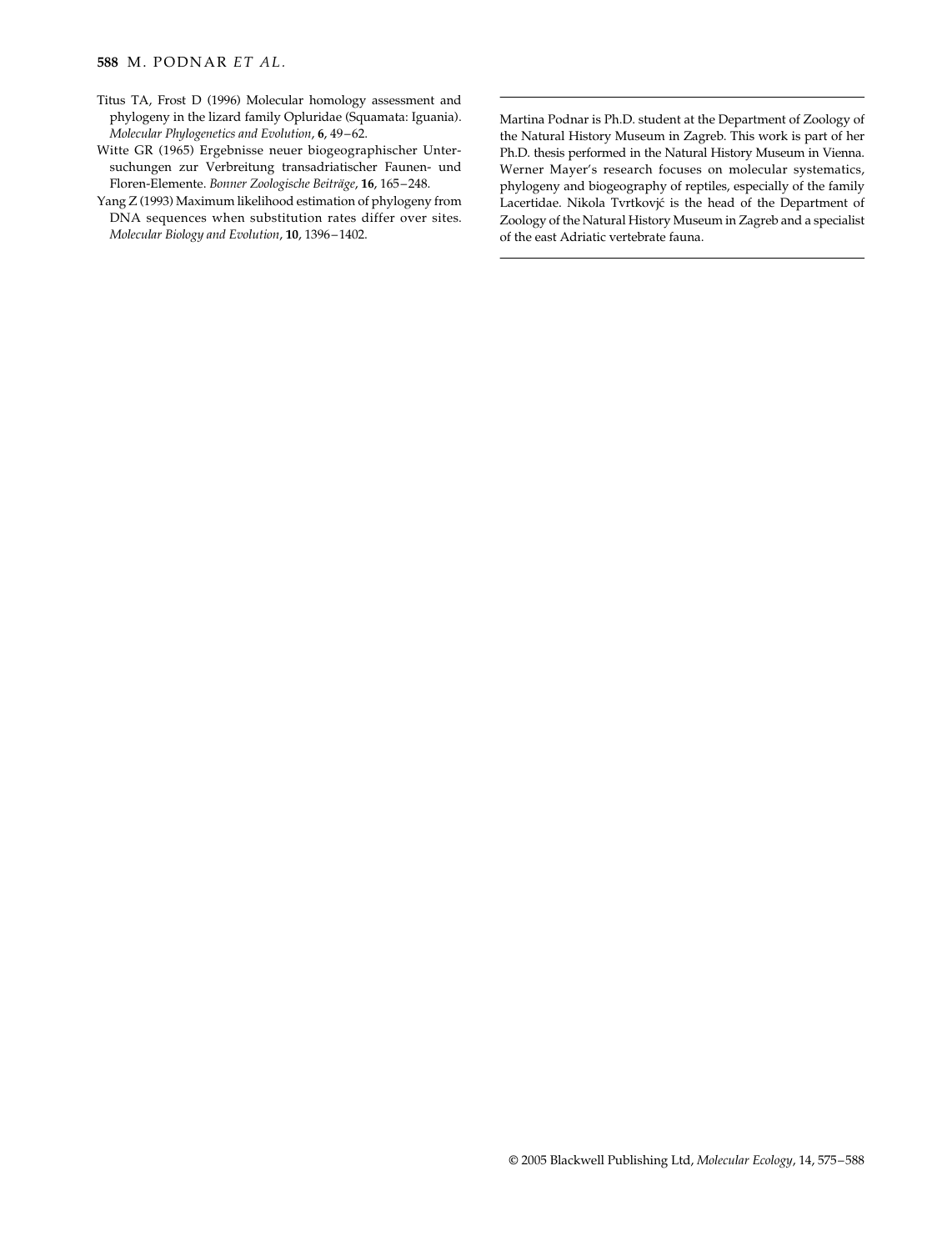Titus TA, Frost D (1996) Molecular homology assessment and phylogeny in the lizard family Opluridae (Squamata: Iguania). *Molecular Phylogenetics and Evolution*, **6**, 49–62.

Witte GR (1965) Ergebnisse neuer biogeographischer Untersuchungen zur Verbreitung transadriatischer Faunen- und Floren-Elemente. *Bonner Zoologische Beiträge*, **16**, 165–248.

Yang Z (1993) Maximum likelihood estimation of phylogeny from DNA sequences when substitution rates differ over sites. *Molecular Biology and Evolution*, **10**, 1396–1402.

---

Martina Podnar is Ph.D. student at the Department of Zoology of the Natural History Museum in Zagreb. This work is part of her Ph.D. thesis performed in the Natural History Museum in Vienna. Werner Mayer's research focuses on molecular systematics, phylogeny and biogeography of reptiles, especially of the family Lacertidae. Nikola Tvrtković is the head of the Department of Zoology of the Natural History Museum in Zagreb and a specialist of the east Adriatic vertebrate fauna.

---